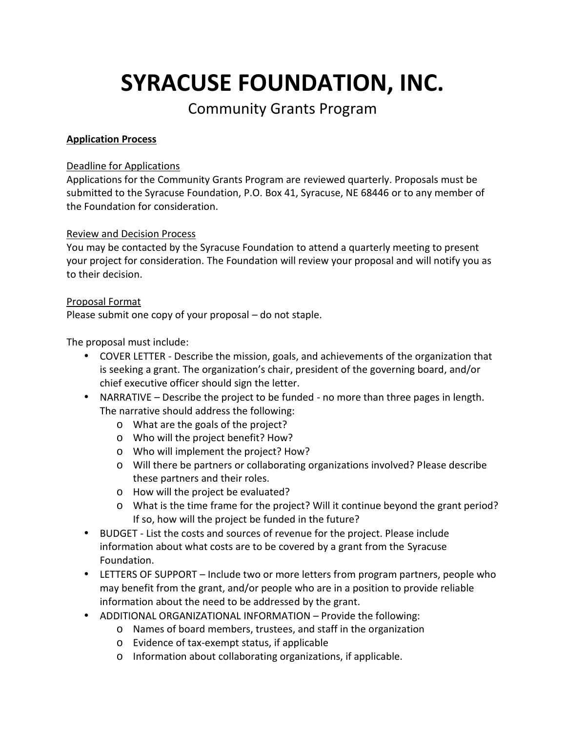# SYRACUSE FOUNDATION, INC.

## Community Grants Program

**Application Process**

Deadline for Applications

Applications for the Community Grants Program are reviewed quarterly. Proposals must be submitted to the Syracuse Foundation, P.O. Box 41, Syracuse, NE 68446 or to any member of the Foundation for consideration.

Review and Decision Process

You may be contacted by the Syracuse Foundation to attend a quarterly meeting to present your project for consideration. The Foundation will review your proposal and will notify you as to their decision.

Proposal Format

Please submit one copy of your proposal – do not staple.

The proposal must include:

- COVER LETTER - Describe the mission, goals, and achievements of the organization that is seeking a grant. The organization's chair, president of the governing board, and/or chief executive officer should sign the letter.
- NARRATIVE – Describe the project to be funded - no more than three pages in length. The narrative should address the following:
  - What are the goals of the project?
  - Who will the project benefit? How?
  - Who will implement the project? How?
  - Will there be partners or collaborating organizations involved? Please describe these partners and their roles.
  - How will the project be evaluated?
  - What is the time frame for the project? Will it continue beyond the grant period? If so, how will the project be funded in the future?
- BUDGET - List the costs and sources of revenue for the project. Please include information about what costs are to be covered by a grant from the Syracuse Foundation.
- LETTERS OF SUPPORT – Include two or more letters from program partners, people who may benefit from the grant, and/or people who are in a position to provide reliable information about the need to be addressed by the grant.
- ADDITIONAL ORGANIZATIONAL INFORMATION – Provide the following:
  - Names of board members, trustees, and staff in the organization
  - Evidence of tax-exempt status, if applicable
  - Information about collaborating organizations, if applicable.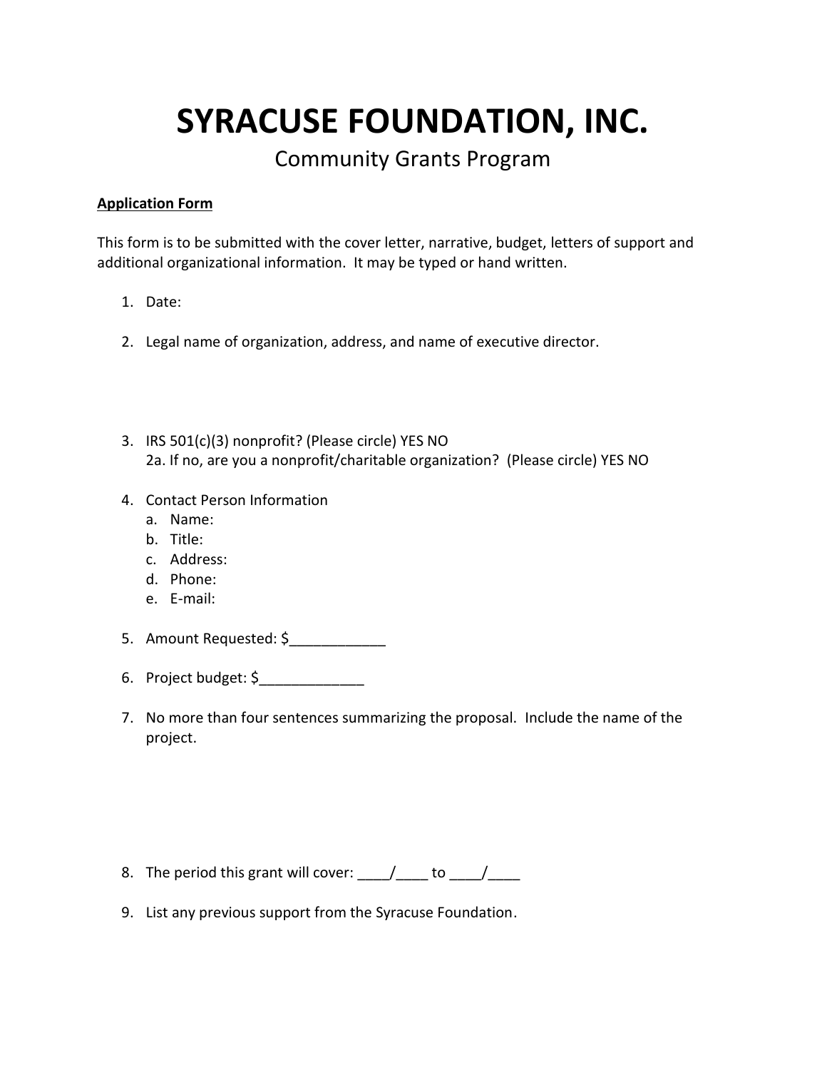# SYRACUSE FOUNDATION, INC.

## Community Grants Program

**Application Form**

This form is to be submitted with the cover letter, narrative, budget, letters of support and additional organizational information. It may be typed or hand written.

1. Date:

2. Legal name of organization, address, and name of executive director.

3. IRS 501(c)(3) nonprofit? (Please circle) YES NO
   2a. If no, are you a nonprofit/charitable organization? (Please circle) YES NO

4. Contact Person Information
   a. Name:
   b. Title:
   c. Address:
   d. Phone:
   e. E-mail:

5. Amount Requested: $____________

6. Project budget: $_____________

7. No more than four sentences summarizing the proposal. Include the name of the project.

8. The period this grant will cover: ____/____ to ____/____

9. List any previous support from the Syracuse Foundation.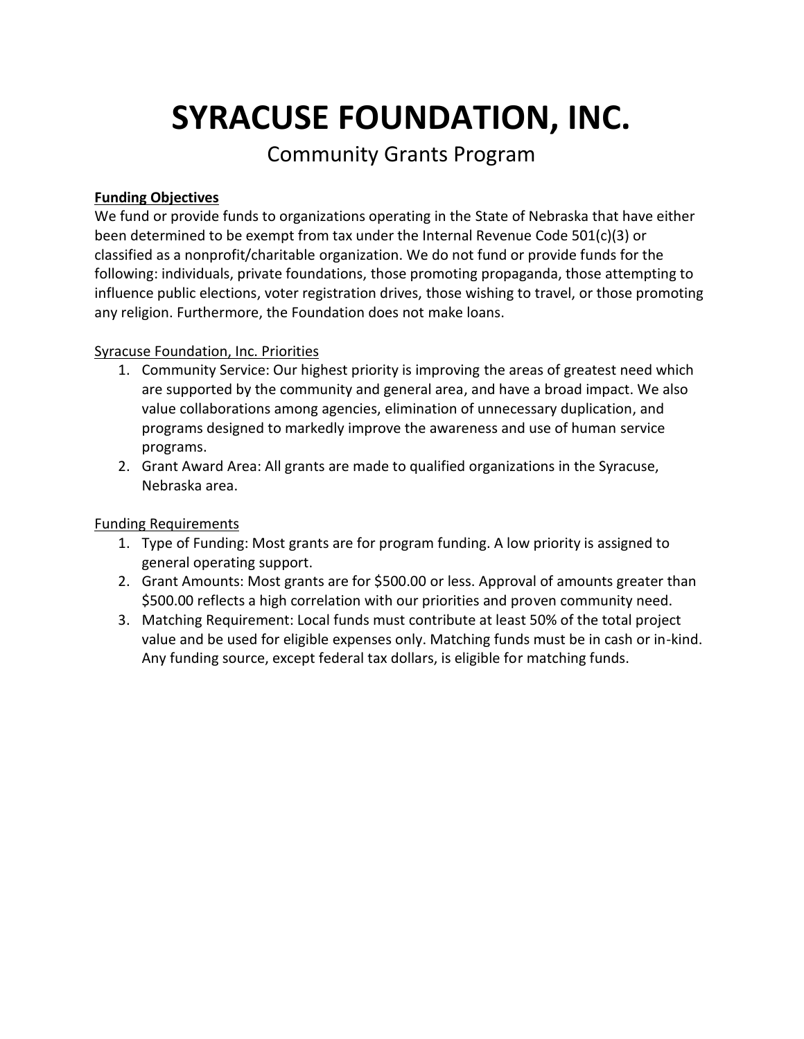# SYRACUSE FOUNDATION, INC.

## Community Grants Program

**Funding Objectives**

We fund or provide funds to organizations operating in the State of Nebraska that have either been determined to be exempt from tax under the Internal Revenue Code 501(c)(3) or classified as a nonprofit/charitable organization. We do not fund or provide funds for the following: individuals, private foundations, those promoting propaganda, those attempting to influence public elections, voter registration drives, those wishing to travel, or those promoting any religion. Furthermore, the Foundation does not make loans.

Syracuse Foundation, Inc. Priorities

1. Community Service: Our highest priority is improving the areas of greatest need which are supported by the community and general area, and have a broad impact. We also value collaborations among agencies, elimination of unnecessary duplication, and programs designed to markedly improve the awareness and use of human service programs.
2. Grant Award Area: All grants are made to qualified organizations in the Syracuse, Nebraska area.

Funding Requirements

1. Type of Funding: Most grants are for program funding. A low priority is assigned to general operating support.
2. Grant Amounts: Most grants are for $500.00 or less. Approval of amounts greater than $500.00 reflects a high correlation with our priorities and proven community need.
3. Matching Requirement: Local funds must contribute at least 50% of the total project value and be used for eligible expenses only. Matching funds must be in cash or in-kind. Any funding source, except federal tax dollars, is eligible for matching funds.